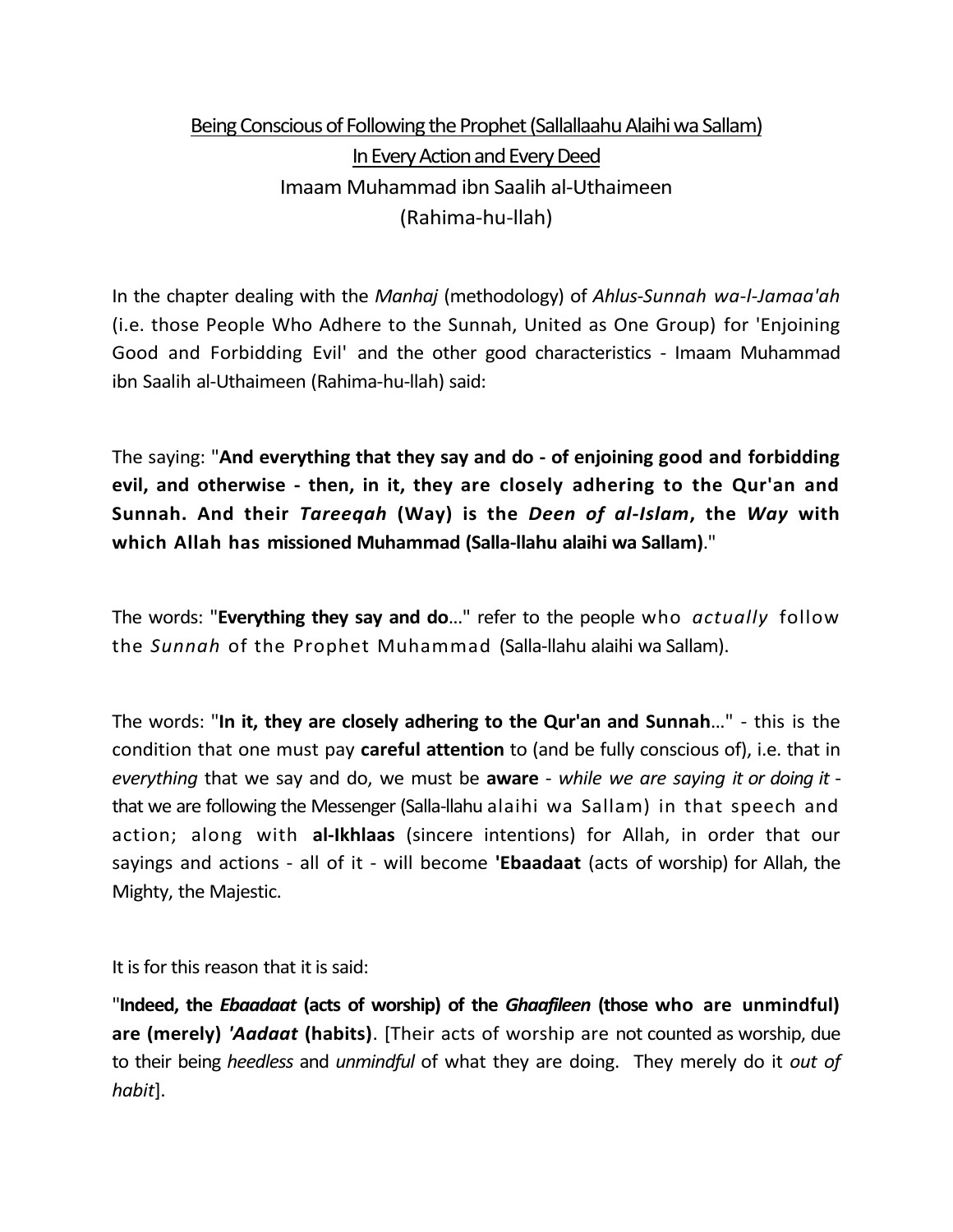# Being Conscious of Following the Prophet (Sallallaahu Alaihi wa Sallam) In Every Action and Every Deed

Imaam Muhammad ibn Saalih al-Uthaimeen
(Rahima-hu-llah)

In the chapter dealing with the *Manhaj* (methodology) of *Ahlus-Sunnah wa-l-Jamaa'ah* (i.e. those People Who Adhere to the Sunnah, United as One Group) for 'Enjoining Good and Forbidding Evil' and the other good characteristics - Imaam Muhammad ibn Saalih al-Uthaimeen (Rahima-hu-llah) said:

The saying: "**And everything that they say and do - of enjoining good and forbidding evil, and otherwise - then, in it, they are closely adhering to the Qur'an and Sunnah. And their *Tareeqah* (Way) is the *Deen of al-Islam*, the *Way* with which Allah has missioned Muhammad (Salla-llahu alaihi wa Sallam)**."

The words: "**Everything they say and do**..." refer to the people who *actually* follow the *Sunnah* of the Prophet Muhammad (Salla-llahu alaihi wa Sallam).

The words: "**In it, they are closely adhering to the Qur'an and Sunnah**..." - this is the condition that one must pay **careful attention** to (and be fully conscious of), i.e. that in *everything* that we say and do, we must be **aware** - *while we are saying it or doing it* - that we are following the Messenger (Salla-llahu alaihi wa Sallam) in that speech and action; along with **al-Ikhlaas** (sincere intentions) for Allah, in order that our sayings and actions - all of it - will become **'Ebaadaat** (acts of worship) for Allah, the Mighty, the Majestic.

It is for this reason that it is said:

"**Indeed, the *Ebaadaat* (acts of worship) of the *Ghaafileen* (those who are unmindful) are (merely) *'Aadaat* (habits)**. [Their acts of worship are not counted as worship, due to their being *heedless* and *unmindful* of what they are doing. They merely do it *out of habit*].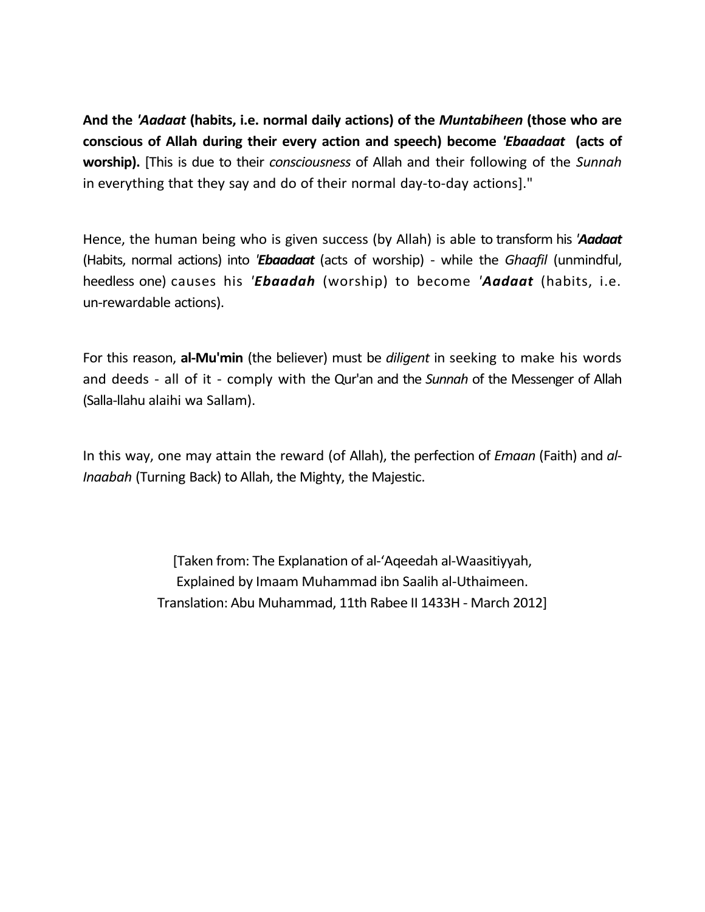**And the *'Aadaat* (habits, i.e. normal daily actions) of the *Muntabiheen* (those who are conscious of Allah during their every action and speech) become *'Ebaadaat* (acts of worship).** [This is due to their *consciousness* of Allah and their following of the *Sunnah* in everything that they say and do of their normal day-to-day actions]."

Hence, the human being who is given success (by Allah) is able to transform his ***'Aadaat*** (Habits, normal actions) into ***'Ebaadaat*** (acts of worship) - while the *Ghaafil* (unmindful, heedless one) causes his ***'Ebaadah*** (worship) to become ***'Aadaat*** (habits, i.e. un-rewardable actions).

For this reason, **al-Mu'min** (the believer) must be *diligent* in seeking to make his words and deeds - all of it - comply with the Qur'an and the *Sunnah* of the Messenger of Allah (Salla-llahu alaihi wa Sallam).

In this way, one may attain the reward (of Allah), the perfection of *Emaan* (Faith) and *al-Inaabah* (Turning Back) to Allah, the Mighty, the Majestic.

[Taken from: The Explanation of al-'Aqeedah al-Waasitiyyah,
Explained by Imaam Muhammad ibn Saalih al-Uthaimeen.
Translation: Abu Muhammad, 11th Rabee II 1433H - March 2012]